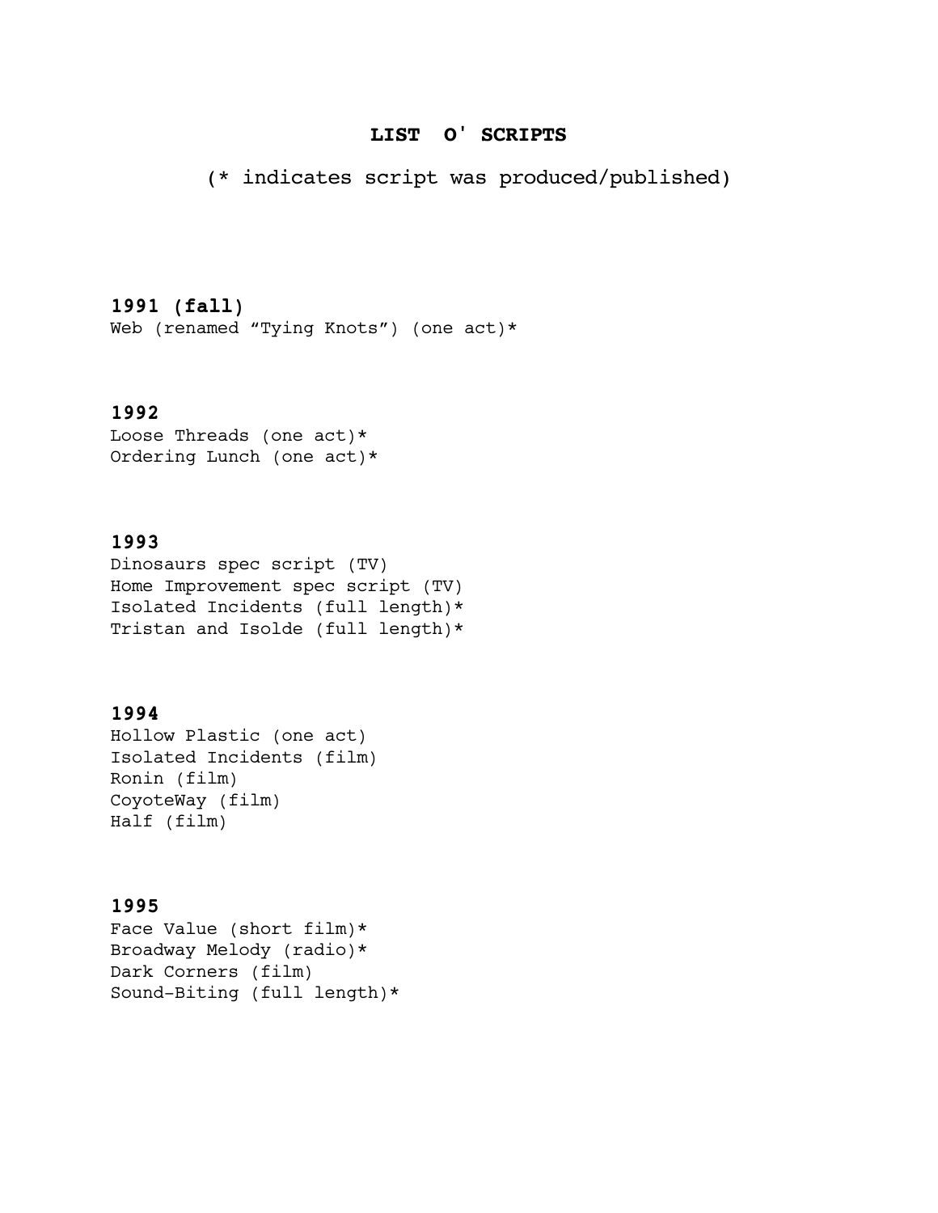# LIST O' SCRIPTS

(* indicates script was produced/published)

**1991 (fall)**
Web (renamed "Tying Knots") (one act)*

**1992**
Loose Threads (one act)*
Ordering Lunch (one act)*

**1993**
Dinosaurs spec script (TV)
Home Improvement spec script (TV)
Isolated Incidents (full length)*
Tristan and Isolde (full length)*

**1994**
Hollow Plastic (one act)
Isolated Incidents (film)
Ronin (film)
CoyoteWay (film)
Half (film)

**1995**
Face Value (short film)*
Broadway Melody (radio)*
Dark Corners (film)
Sound-Biting (full length)*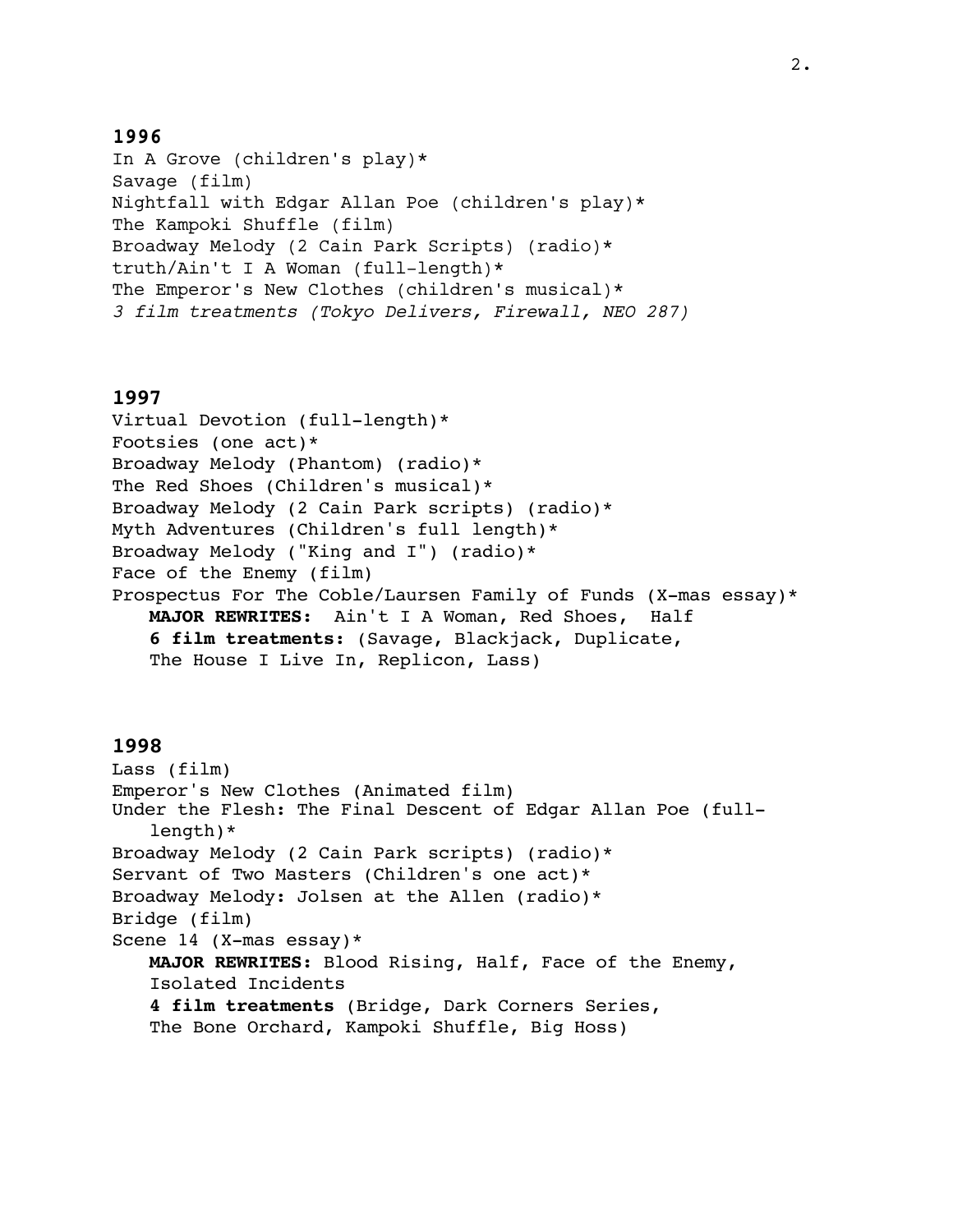## 1996

In A Grove (children's play)*
Savage (film)
Nightfall with Edgar Allan Poe (children's play)*
The Kampoki Shuffle (film)
Broadway Melody (2 Cain Park Scripts) (radio)*
truth/Ain't I A Woman (full-length)*
The Emperor's New Clothes (children's musical)*
*3 film treatments (Tokyo Delivers, Firewall, NEO 287)*

## 1997

Virtual Devotion (full-length)*
Footsies (one act)*
Broadway Melody (Phantom) (radio)*
The Red Shoes (Children's musical)*
Broadway Melody (2 Cain Park scripts) (radio)*
Myth Adventures (Children's full length)*
Broadway Melody ("King and I") (radio)*
Face of the Enemy (film)
Prospectus For The Coble/Laursen Family of Funds (X-mas essay)*

**MAJOR REWRITES:** Ain't I A Woman, Red Shoes, Half
**6 film treatments:** (Savage, Blackjack, Duplicate, The House I Live In, Replicon, Lass)

## 1998

Lass (film)
Emperor's New Clothes (Animated film)
Under the Flesh: The Final Descent of Edgar Allan Poe (full-length)*
Broadway Melody (2 Cain Park scripts) (radio)*
Servant of Two Masters (Children's one act)*
Broadway Melody: Jolsen at the Allen (radio)*
Bridge (film)
Scene 14 (X-mas essay)*

**MAJOR REWRITES:** Blood Rising, Half, Face of the Enemy, Isolated Incidents
**4 film treatments** (Bridge, Dark Corners Series, The Bone Orchard, Kampoki Shuffle, Big Hoss)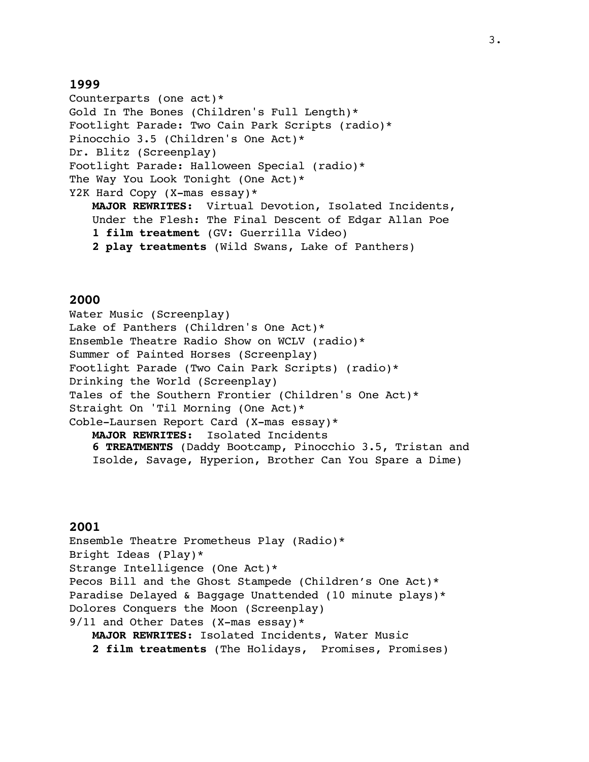## 1999

Counterparts (one act)*
Gold In The Bones (Children's Full Length)*
Footlight Parade: Two Cain Park Scripts (radio)*
Pinocchio 3.5 (Children's One Act)*
Dr. Blitz (Screenplay)
Footlight Parade: Halloween Special (radio)*
The Way You Look Tonight (One Act)*
Y2K Hard Copy (X-mas essay)*

> **MAJOR REWRITES:** Virtual Devotion, Isolated Incidents, Under the Flesh: The Final Descent of Edgar Allan Poe
> **1 film treatment** (GV: Guerrilla Video)
> **2 play treatments** (Wild Swans, Lake of Panthers)

## 2000

Water Music (Screenplay)
Lake of Panthers (Children's One Act)*
Ensemble Theatre Radio Show on WCLV (radio)*
Summer of Painted Horses (Screenplay)
Footlight Parade (Two Cain Park Scripts) (radio)*
Drinking the World (Screenplay)
Tales of the Southern Frontier (Children's One Act)*
Straight On 'Til Morning (One Act)*
Coble-Laursen Report Card (X-mas essay)*

> **MAJOR REWRITES:** Isolated Incidents
> **6 TREATMENTS** (Daddy Bootcamp, Pinocchio 3.5, Tristan and Isolde, Savage, Hyperion, Brother Can You Spare a Dime)

## 2001

Ensemble Theatre Prometheus Play (Radio)*
Bright Ideas (Play)*
Strange Intelligence (One Act)*
Pecos Bill and the Ghost Stampede (Children's One Act)*
Paradise Delayed & Baggage Unattended (10 minute plays)*
Dolores Conquers the Moon (Screenplay)
9/11 and Other Dates (X-mas essay)*

> **MAJOR REWRITES:** Isolated Incidents, Water Music
> **2 film treatments** (The Holidays, Promises, Promises)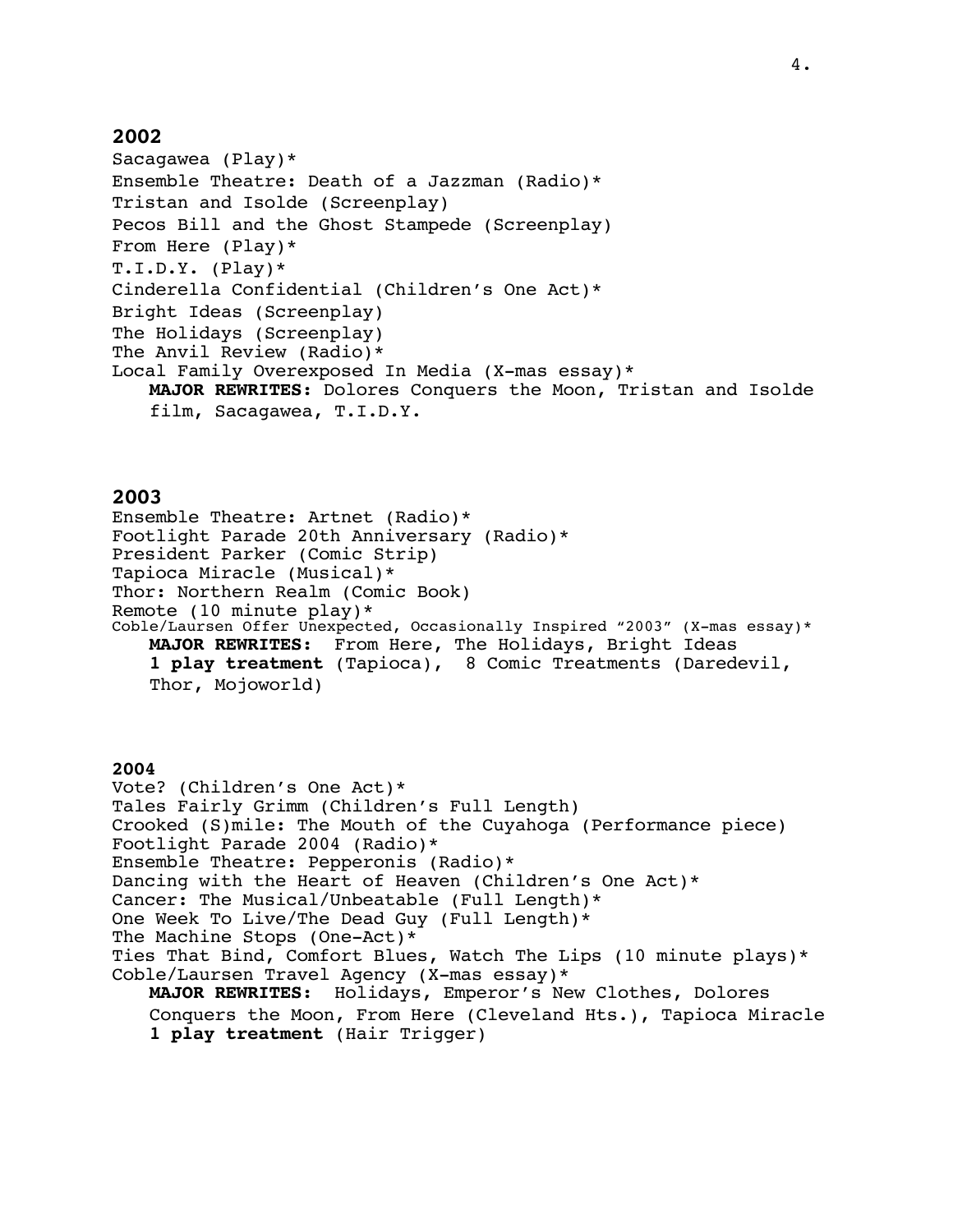## 2002

Sacagawea (Play)*
Ensemble Theatre: Death of a Jazzman (Radio)*
Tristan and Isolde (Screenplay)
Pecos Bill and the Ghost Stampede (Screenplay)
From Here (Play)*
T.I.D.Y. (Play)*
Cinderella Confidential (Children's One Act)*
Bright Ideas (Screenplay)
The Holidays (Screenplay)
The Anvil Review (Radio)*
Local Family Overexposed In Media (X-mas essay)*
**MAJOR REWRITES:** Dolores Conquers the Moon, Tristan and Isolde film, Sacagawea, T.I.D.Y.

## 2003

Ensemble Theatre: Artnet (Radio)*
Footlight Parade 20th Anniversary (Radio)*
President Parker (Comic Strip)
Tapioca Miracle (Musical)*
Thor: Northern Realm (Comic Book)
Remote (10 minute play)*
Coble/Laursen Offer Unexpected, Occasionally Inspired "2003" (X-mas essay)*
**MAJOR REWRITES:** From Here, The Holidays, Bright Ideas
**1 play treatment** (Tapioca), 8 Comic Treatments (Daredevil, Thor, Mojoworld)

## 2004

Vote? (Children's One Act)*
Tales Fairly Grimm (Children's Full Length)
Crooked (S)mile: The Mouth of the Cuyahoga (Performance piece)
Footlight Parade 2004 (Radio)*
Ensemble Theatre: Pepperonis (Radio)*
Dancing with the Heart of Heaven (Children's One Act)*
Cancer: The Musical/Unbeatable (Full Length)*
One Week To Live/The Dead Guy (Full Length)*
The Machine Stops (One-Act)*
Ties That Bind, Comfort Blues, Watch The Lips (10 minute plays)*
Coble/Laursen Travel Agency (X-mas essay)*
**MAJOR REWRITES:** Holidays, Emperor's New Clothes, Dolores Conquers the Moon, From Here (Cleveland Hts.), Tapioca Miracle
**1 play treatment** (Hair Trigger)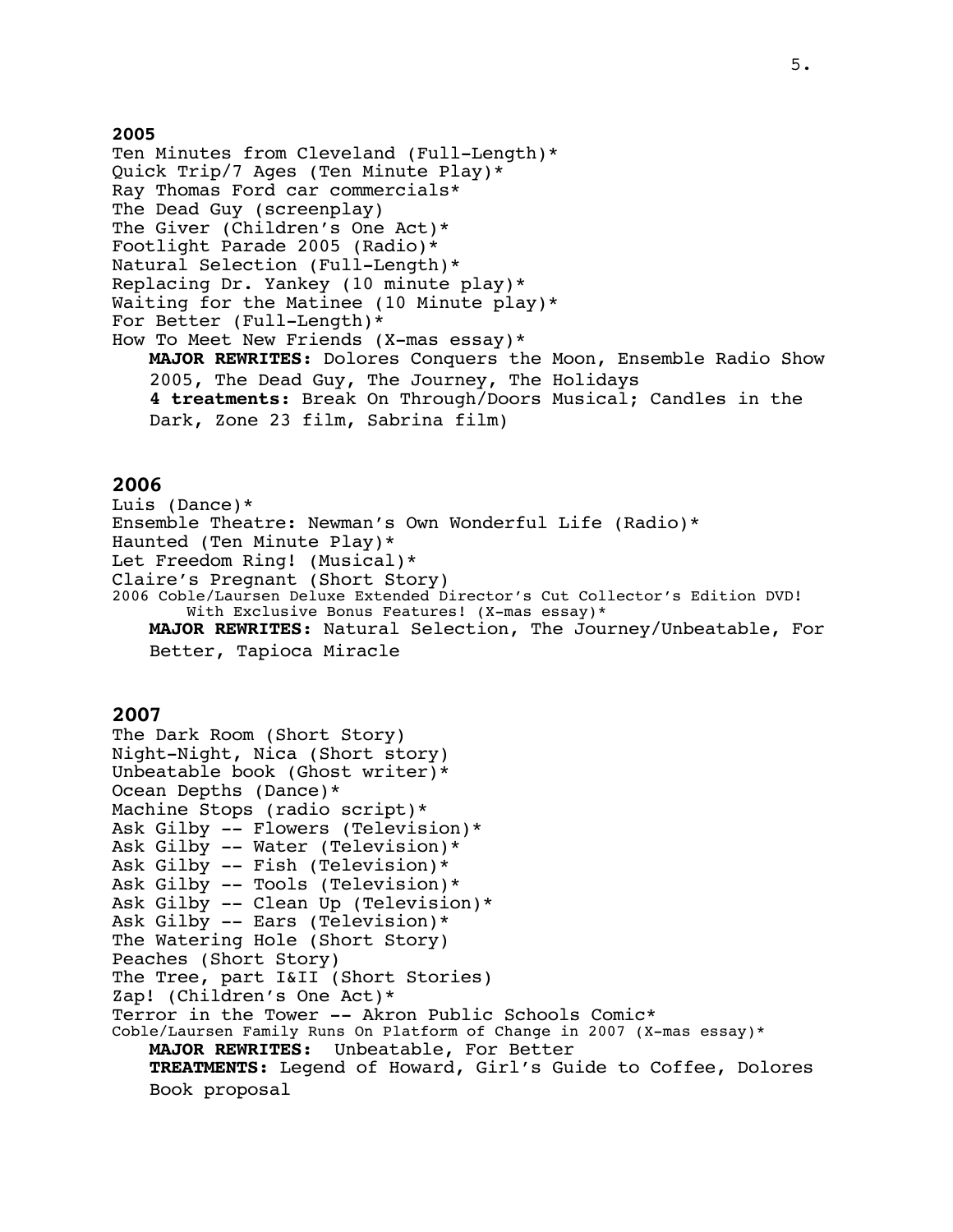**2005**

Ten Minutes from Cleveland (Full-Length)*
Quick Trip/7 Ages (Ten Minute Play)*
Ray Thomas Ford car commercials*
The Dead Guy (screenplay)
The Giver (Children's One Act)*
Footlight Parade 2005 (Radio)*
Natural Selection (Full-Length)*
Replacing Dr. Yankey (10 minute play)*
Waiting for the Matinee (10 Minute play)*
For Better (Full-Length)*
How To Meet New Friends (X-mas essay)*

**MAJOR REWRITES:** Dolores Conquers the Moon, Ensemble Radio Show 2005, The Dead Guy, The Journey, The Holidays

**4 treatments:** Break On Through/Doors Musical; Candles in the Dark, Zone 23 film, Sabrina film)

**2006**

Luis (Dance)*
Ensemble Theatre: Newman's Own Wonderful Life (Radio)*
Haunted (Ten Minute Play)*
Let Freedom Ring! (Musical)*
Claire's Pregnant (Short Story)
2006 Coble/Laursen Deluxe Extended Director's Cut Collector's Edition DVD! With Exclusive Bonus Features! (X-mas essay)*

**MAJOR REWRITES:** Natural Selection, The Journey/Unbeatable, For Better, Tapioca Miracle

**2007**

The Dark Room (Short Story)
Night-Night, Nica (Short story)
Unbeatable book (Ghost writer)*
Ocean Depths (Dance)*
Machine Stops (radio script)*
Ask Gilby -- Flowers (Television)*
Ask Gilby -- Water (Television)*
Ask Gilby -- Fish (Television)*
Ask Gilby -- Tools (Television)*
Ask Gilby -- Clean Up (Television)*
Ask Gilby -- Ears (Television)*
The Watering Hole (Short Story)
Peaches (Short Story)
The Tree, part I&II (Short Stories)
Zap! (Children's One Act)*
Terror in the Tower -- Akron Public Schools Comic*
Coble/Laursen Family Runs On Platform of Change in 2007 (X-mas essay)*

**MAJOR REWRITES:** Unbeatable, For Better

**TREATMENTS:** Legend of Howard, Girl's Guide to Coffee, Dolores Book proposal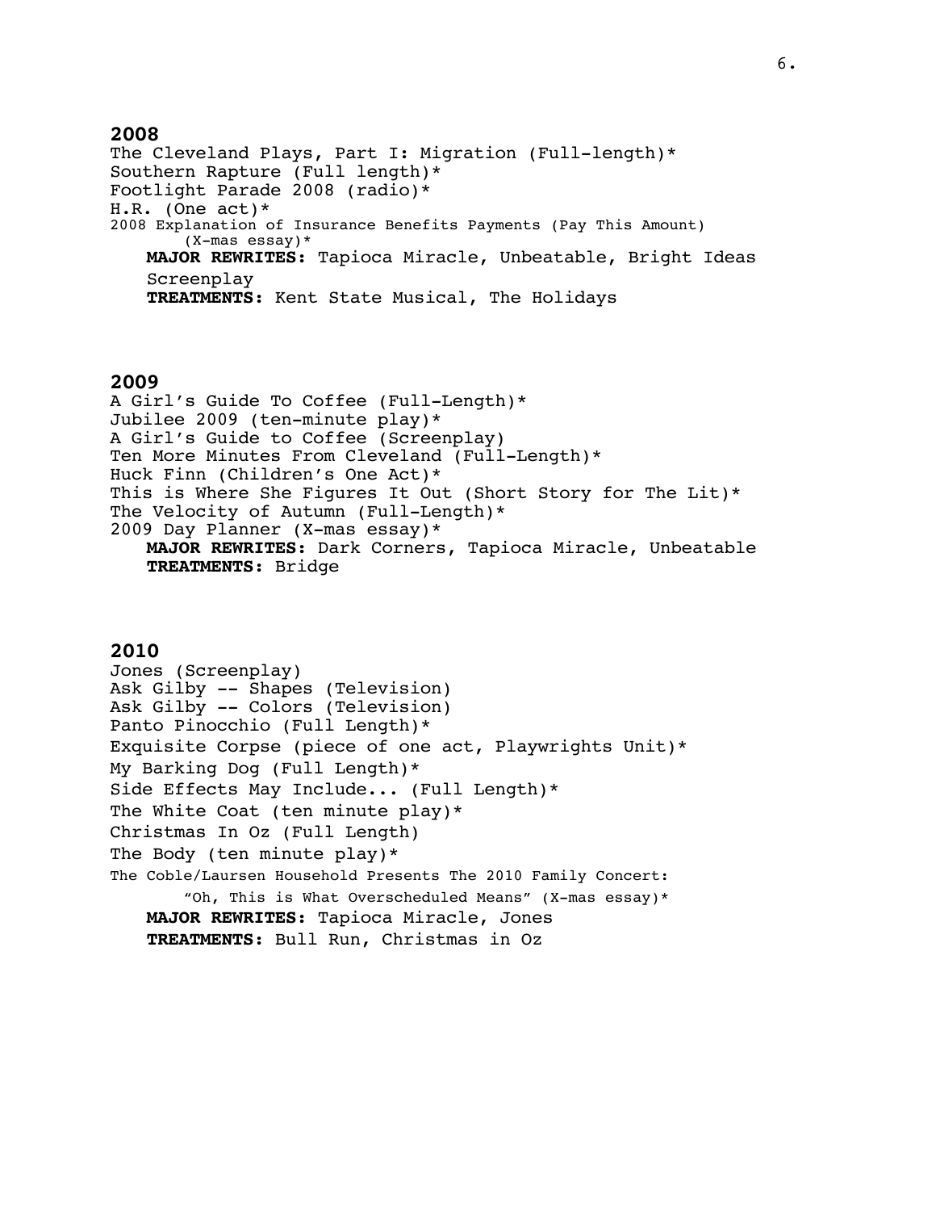## 2008

The Cleveland Plays, Part I: Migration (Full-length)*
Southern Rapture (Full length)*
Footlight Parade 2008 (radio)*
H.R. (One act)*
2008 Explanation of Insurance Benefits Payments (Pay This Amount) (X-mas essay)*

**MAJOR REWRITES:** Tapioca Miracle, Unbeatable, Bright Ideas Screenplay
**TREATMENTS:** Kent State Musical, The Holidays

## 2009

A Girl's Guide To Coffee (Full-Length)*
Jubilee 2009 (ten-minute play)*
A Girl's Guide to Coffee (Screenplay)
Ten More Minutes From Cleveland (Full-Length)*
Huck Finn (Children's One Act)*
This is Where She Figures It Out (Short Story for The Lit)*
The Velocity of Autumn (Full-Length)*
2009 Day Planner (X-mas essay)*

**MAJOR REWRITES:** Dark Corners, Tapioca Miracle, Unbeatable
**TREATMENTS:** Bridge

## 2010

Jones (Screenplay)
Ask Gilby -- Shapes (Television)
Ask Gilby -- Colors (Television)
Panto Pinocchio (Full Length)*
Exquisite Corpse (piece of one act, Playwrights Unit)*
My Barking Dog (Full Length)*
Side Effects May Include... (Full Length)*
The White Coat (ten minute play)*
Christmas In Oz (Full Length)
The Body (ten minute play)*
The Coble/Laursen Household Presents The 2010 Family Concert: "Oh, This is What Overscheduled Means" (X-mas essay)*

**MAJOR REWRITES:** Tapioca Miracle, Jones
**TREATMENTS:** Bull Run, Christmas in Oz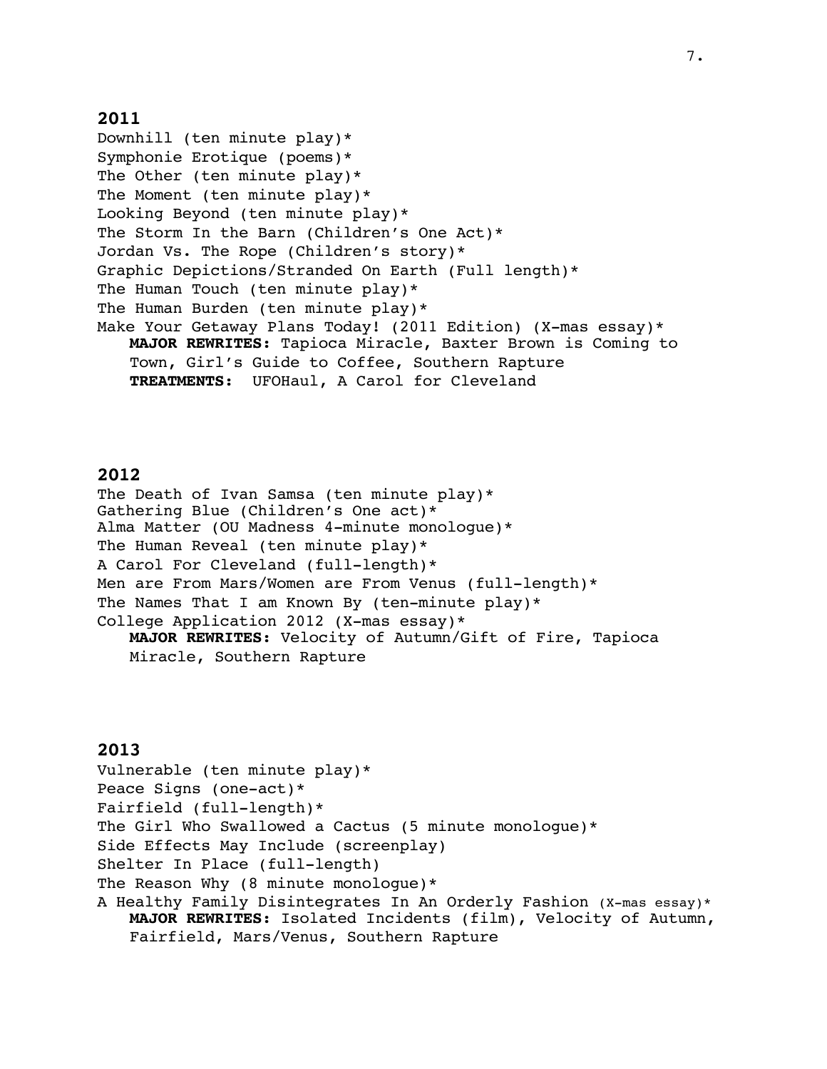## 2011

Downhill (ten minute play)*
Symphonie Erotique (poems)*
The Other (ten minute play)*
The Moment (ten minute play)*
Looking Beyond (ten minute play)*
The Storm In the Barn (Children's One Act)*
Jordan Vs. The Rope (Children's story)*
Graphic Depictions/Stranded On Earth (Full length)*
The Human Touch (ten minute play)*
The Human Burden (ten minute play)*
Make Your Getaway Plans Today! (2011 Edition) (X-mas essay)*

**MAJOR REWRITES:** Tapioca Miracle, Baxter Brown is Coming to Town, Girl's Guide to Coffee, Southern Rapture
**TREATMENTS:** UFOHaul, A Carol for Cleveland

## 2012

The Death of Ivan Samsa (ten minute play)*
Gathering Blue (Children's One act)*
Alma Matter (OU Madness 4-minute monologue)*
The Human Reveal (ten minute play)*
A Carol For Cleveland (full-length)*
Men are From Mars/Women are From Venus (full-length)*
The Names That I am Known By (ten-minute play)*
College Application 2012 (X-mas essay)*

**MAJOR REWRITES:** Velocity of Autumn/Gift of Fire, Tapioca Miracle, Southern Rapture

## 2013

Vulnerable (ten minute play)*
Peace Signs (one-act)*
Fairfield (full-length)*
The Girl Who Swallowed a Cactus (5 minute monologue)*
Side Effects May Include (screenplay)
Shelter In Place (full-length)
The Reason Why (8 minute monologue)*
A Healthy Family Disintegrates In An Orderly Fashion (X-mas essay)*

**MAJOR REWRITES:** Isolated Incidents (film), Velocity of Autumn, Fairfield, Mars/Venus, Southern Rapture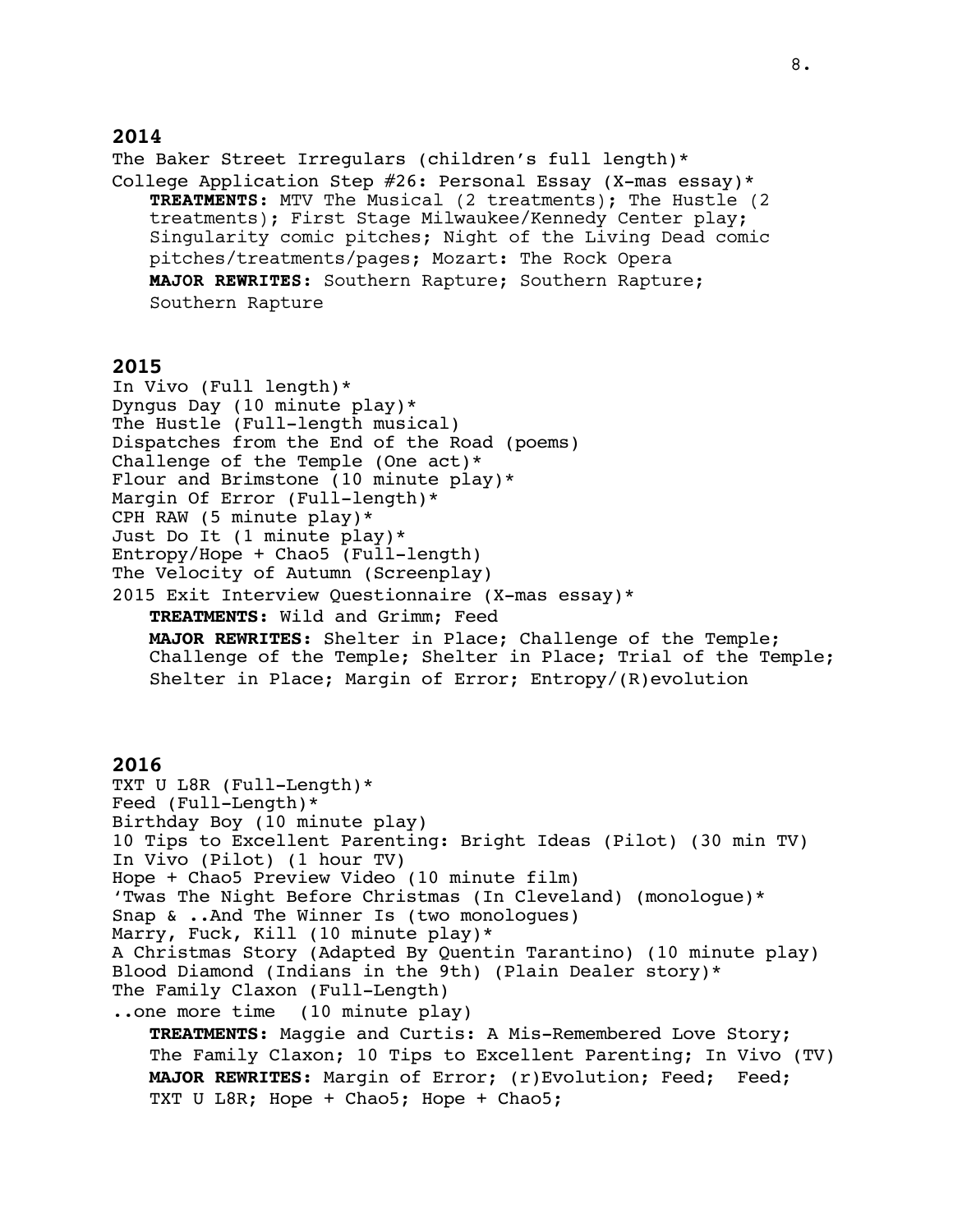## 2014

The Baker Street Irregulars (children's full length)*
College Application Step #26: Personal Essay (X-mas essay)*
**TREATMENTS:** MTV The Musical (2 treatments); The Hustle (2 treatments); First Stage Milwaukee/Kennedy Center play; Singularity comic pitches; Night of the Living Dead comic pitches/treatments/pages; Mozart: The Rock Opera
**MAJOR REWRITES:** Southern Rapture; Southern Rapture; Southern Rapture

## 2015

In Vivo (Full length)*
Dyngus Day (10 minute play)*
The Hustle (Full-length musical)
Dispatches from the End of the Road (poems)
Challenge of the Temple (One act)*
Flour and Brimstone (10 minute play)*
Margin Of Error (Full-length)*
CPH RAW (5 minute play)*
Just Do It (1 minute play)*
Entropy/Hope + Chao5 (Full-length)
The Velocity of Autumn (Screenplay)
2015 Exit Interview Questionnaire (X-mas essay)*
**TREATMENTS:** Wild and Grimm; Feed
**MAJOR REWRITES:** Shelter in Place; Challenge of the Temple; Challenge of the Temple; Shelter in Place; Trial of the Temple; Shelter in Place; Margin of Error; Entropy/(R)evolution

## 2016

TXT U L8R (Full-Length)*
Feed (Full-Length)*
Birthday Boy (10 minute play)
10 Tips to Excellent Parenting: Bright Ideas (Pilot) (30 min TV)
In Vivo (Pilot) (1 hour TV)
Hope + Chao5 Preview Video (10 minute film)
'Twas The Night Before Christmas (In Cleveland) (monologue)*
Snap & ..And The Winner Is (two monologues)
Marry, Fuck, Kill (10 minute play)*
A Christmas Story (Adapted By Quentin Tarantino) (10 minute play)
Blood Diamond (Indians in the 9th) (Plain Dealer story)*
The Family Claxon (Full-Length)
..one more time (10 minute play)
**TREATMENTS:** Maggie and Curtis: A Mis-Remembered Love Story; The Family Claxon; 10 Tips to Excellent Parenting; In Vivo (TV)
**MAJOR REWRITES:** Margin of Error; (r)Evolution; Feed; Feed; TXT U L8R; Hope + Chao5; Hope + Chao5;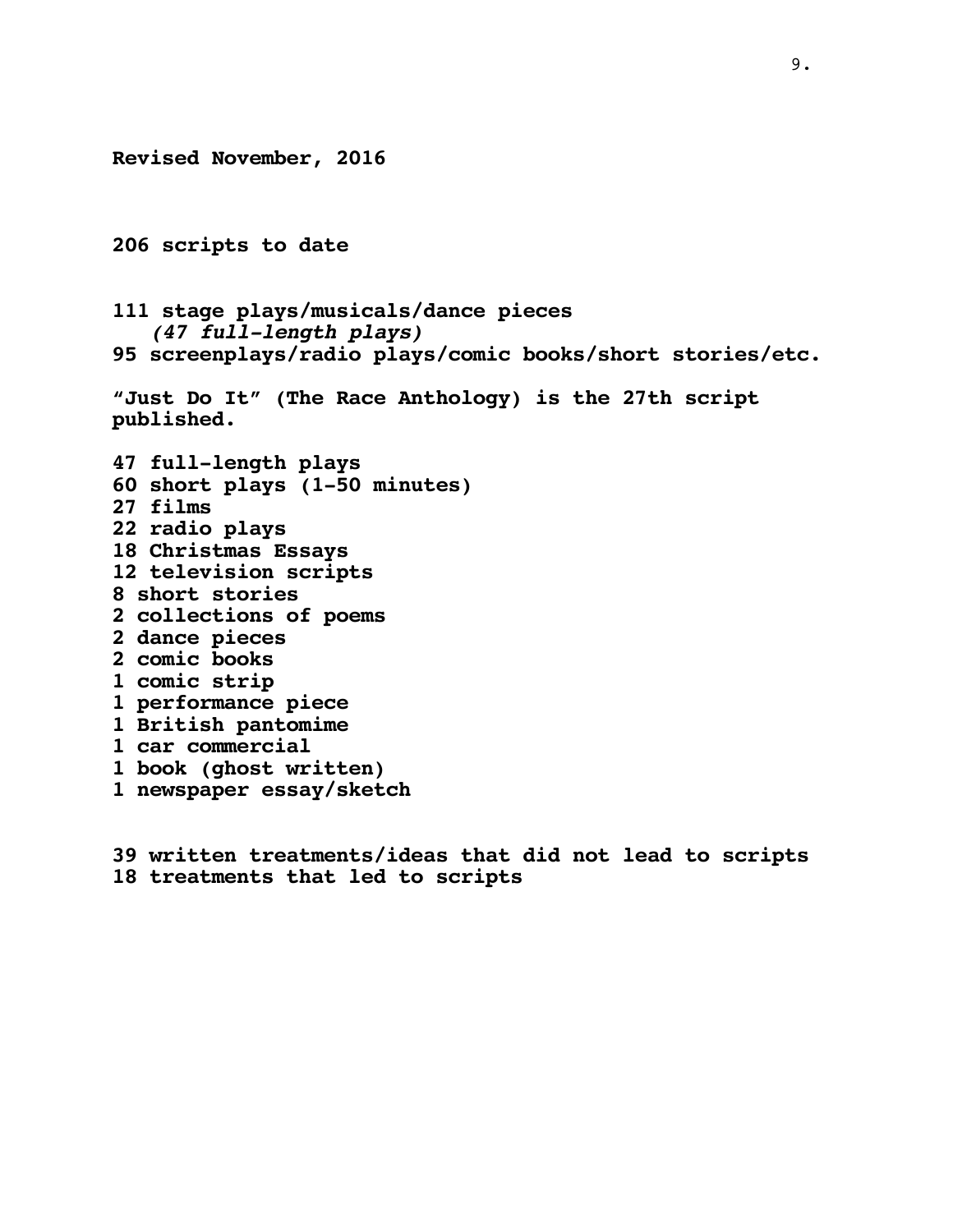**Revised November, 2016**

**206 scripts to date**

**111 stage plays/musicals/dance pieces**
***(47 full-length plays)***
**95 screenplays/radio plays/comic books/short stories/etc.**

**"Just Do It" (The Race Anthology) is the 27th script published.**

**47 full-length plays**
**60 short plays (1-50 minutes)**
**27 films**
**22 radio plays**
**18 Christmas Essays**
**12 television scripts**
**8 short stories**
**2 collections of poems**
**2 dance pieces**
**2 comic books**
**1 comic strip**
**1 performance piece**
**1 British pantomime**
**1 car commercial**
**1 book (ghost written)**
**1 newspaper essay/sketch**

**39 written treatments/ideas that did not lead to scripts**
**18 treatments that led to scripts**